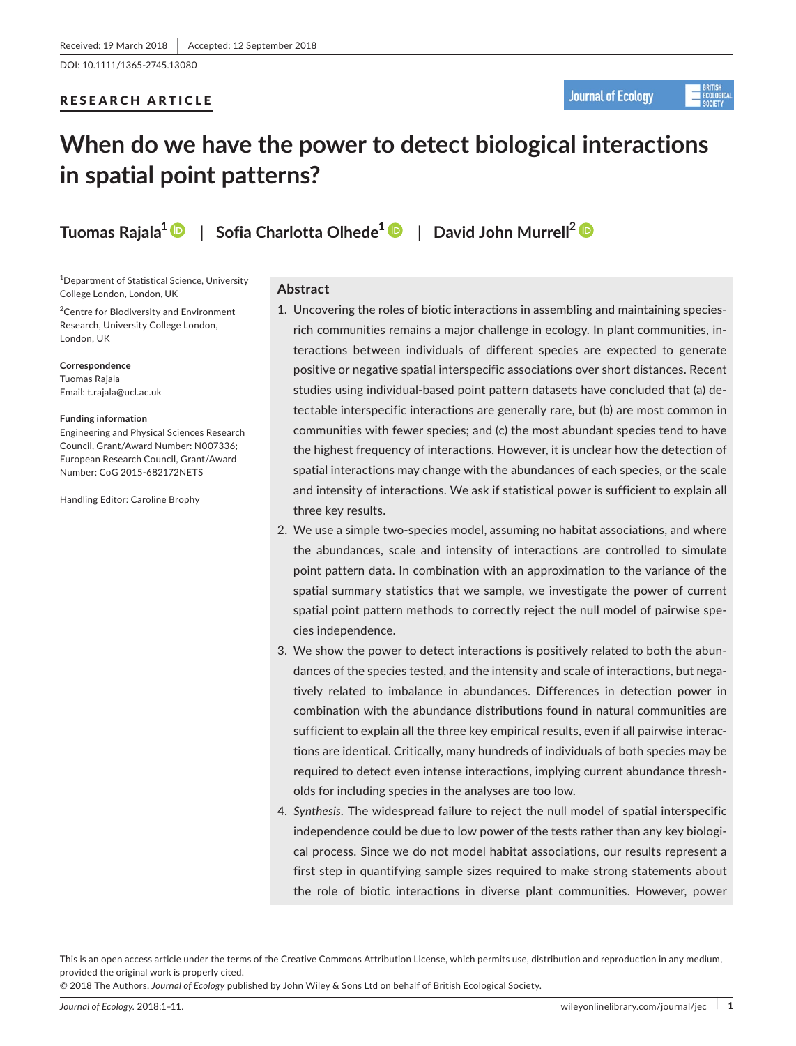Received: 19 March 2018 | Accepted: 12 September 2018

DOI: 10.1111/1365-2745.13080

RESEARCH ARTICLE

# When do we have the power to detect biological interactions in spatial point patterns?

**Tuomas Rajala**[1] | **Sofia Charlotta Olhede**[1] | **David John Murrell**[2]

[1]Department of Statistical Science, University College London, London, UK

[2]Centre for Biodiversity and Environment Research, University College London, London, UK

**Correspondence**
Tuomas Rajala
Email: t.rajala@ucl.ac.uk

**Funding information**
Engineering and Physical Sciences Research Council, Grant/Award Number: N007336; European Research Council, Grant/Award Number: CoG 2015-682172NETS

Handling Editor: Caroline Brophy

## Abstract

1. Uncovering the roles of biotic interactions in assembling and maintaining species-rich communities remains a major challenge in ecology. In plant communities, interactions between individuals of different species are expected to generate positive or negative spatial interspecific associations over short distances. Recent studies using individual-based point pattern datasets have concluded that (a) detectable interspecific interactions are generally rare, but (b) are most common in communities with fewer species; and (c) the most abundant species tend to have the highest frequency of interactions. However, it is unclear how the detection of spatial interactions may change with the abundances of each species, or the scale and intensity of interactions. We ask if statistical power is sufficient to explain all three key results.
2. We use a simple two-species model, assuming no habitat associations, and where the abundances, scale and intensity of interactions are controlled to simulate point pattern data. In combination with an approximation to the variance of the spatial summary statistics that we sample, we investigate the power of current spatial point pattern methods to correctly reject the null model of pairwise species independence.
3. We show the power to detect interactions is positively related to both the abundances of the species tested, and the intensity and scale of interactions, but negatively related to imbalance in abundances. Differences in detection power in combination with the abundance distributions found in natural communities are sufficient to explain all the three key empirical results, even if all pairwise interactions are identical. Critically, many hundreds of individuals of both species may be required to detect even intense interactions, implying current abundance thresholds for including species in the analyses are too low.
4. *Synthesis*. The widespread failure to reject the null model of spatial interspecific independence could be due to low power of the tests rather than any key biological process. Since we do not model habitat associations, our results represent a first step in quantifying sample sizes required to make strong statements about the role of biotic interactions in diverse plant communities. However, power

This is an open access article under the terms of the Creative Commons Attribution License, which permits use, distribution and reproduction in any medium, provided the original work is properly cited.
© 2018 The Authors. *Journal of Ecology* published by John Wiley & Sons Ltd on behalf of British Ecological Society.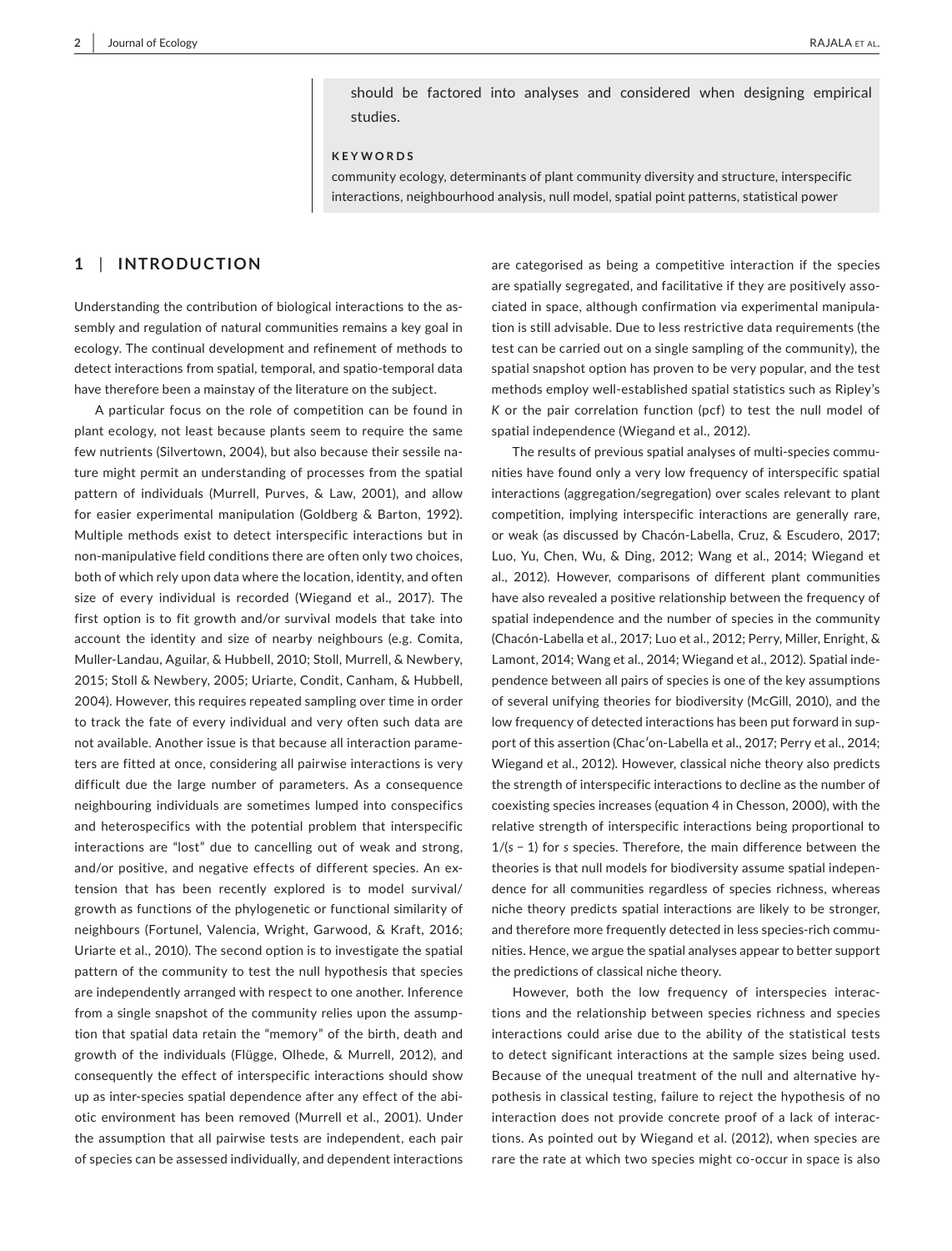should be factored into analyses and considered when designing empirical studies.

**KEYWORDS**

community ecology, determinants of plant community diversity and structure, interspecific interactions, neighbourhood analysis, null model, spatial point patterns, statistical power

## 1 | INTRODUCTION

Understanding the contribution of biological interactions to the assembly and regulation of natural communities remains a key goal in ecology. The continual development and refinement of methods to detect interactions from spatial, temporal, and spatio-temporal data have therefore been a mainstay of the literature on the subject.

A particular focus on the role of competition can be found in plant ecology, not least because plants seem to require the same few nutrients (Silvertown, 2004), but also because their sessile nature might permit an understanding of processes from the spatial pattern of individuals (Murrell, Purves, & Law, 2001), and allow for easier experimental manipulation (Goldberg & Barton, 1992). Multiple methods exist to detect interspecific interactions but in non-manipulative field conditions there are often only two choices, both of which rely upon data where the location, identity, and often size of every individual is recorded (Wiegand et al., 2017). The first option is to fit growth and/or survival models that take into account the identity and size of nearby neighbours (e.g. Comita, Muller-Landau, Aguilar, & Hubbell, 2010; Stoll, Murrell, & Newbery, 2015; Stoll & Newbery, 2005; Uriarte, Condit, Canham, & Hubbell, 2004). However, this requires repeated sampling over time in order to track the fate of every individual and very often such data are not available. Another issue is that because all interaction parameters are fitted at once, considering all pairwise interactions is very difficult due the large number of parameters. As a consequence neighbouring individuals are sometimes lumped into conspecifics and heterospecifics with the potential problem that interspecific interactions are "lost" due to cancelling out of weak and strong, and/or positive, and negative effects of different species. An extension that has been recently explored is to model survival/growth as functions of the phylogenetic or functional similarity of neighbours (Fortunel, Valencia, Wright, Garwood, & Kraft, 2016; Uriarte et al., 2010). The second option is to investigate the spatial pattern of the community to test the null hypothesis that species are independently arranged with respect to one another. Inference from a single snapshot of the community relies upon the assumption that spatial data retain the "memory" of the birth, death and growth of the individuals (Flügge, Olhede, & Murrell, 2012), and consequently the effect of interspecific interactions should show up as inter-species spatial dependence after any effect of the abiotic environment has been removed (Murrell et al., 2001). Under the assumption that all pairwise tests are independent, each pair of species can be assessed individually, and dependent interactions are categorised as being a competitive interaction if the species are spatially segregated, and facilitative if they are positively associated in space, although confirmation via experimental manipulation is still advisable. Due to less restrictive data requirements (the test can be carried out on a single sampling of the community), the spatial snapshot option has proven to be very popular, and the test methods employ well-established spatial statistics such as Ripley's *K* or the pair correlation function (pcf) to test the null model of spatial independence (Wiegand et al., 2012).

The results of previous spatial analyses of multi-species communities have found only a very low frequency of interspecific spatial interactions (aggregation/segregation) over scales relevant to plant competition, implying interspecific interactions are generally rare, or weak (as discussed by Chacón-Labella, Cruz, & Escudero, 2017; Luo, Yu, Chen, Wu, & Ding, 2012; Wang et al., 2014; Wiegand et al., 2012). However, comparisons of different plant communities have also revealed a positive relationship between the frequency of spatial independence and the number of species in the community (Chacón-Labella et al., 2017; Luo et al., 2012; Perry, Miller, Enright, & Lamont, 2014; Wang et al., 2014; Wiegand et al., 2012). Spatial independence between all pairs of species is one of the key assumptions of several unifying theories for biodiversity (McGill, 2010), and the low frequency of detected interactions has been put forward in support of this assertion (Chac′on-Labella et al., 2017; Perry et al., 2014; Wiegand et al., 2012). However, classical niche theory also predicts the strength of interspecific interactions to decline as the number of coexisting species increases (equation 4 in Chesson, 2000), with the relative strength of interspecific interactions being proportional to $1/(s-1)$ for $s$ species. Therefore, the main difference between the theories is that null models for biodiversity assume spatial independence for all communities regardless of species richness, whereas niche theory predicts spatial interactions are likely to be stronger, and therefore more frequently detected in less species-rich communities. Hence, we argue the spatial analyses appear to better support the predictions of classical niche theory.

However, both the low frequency of interspecies interactions and the relationship between species richness and species interactions could arise due to the ability of the statistical tests to detect significant interactions at the sample sizes being used. Because of the unequal treatment of the null and alternative hypothesis in classical testing, failure to reject the hypothesis of no interaction does not provide concrete proof of a lack of interactions. As pointed out by Wiegand et al. (2012), when species are rare the rate at which two species might co-occur in space is also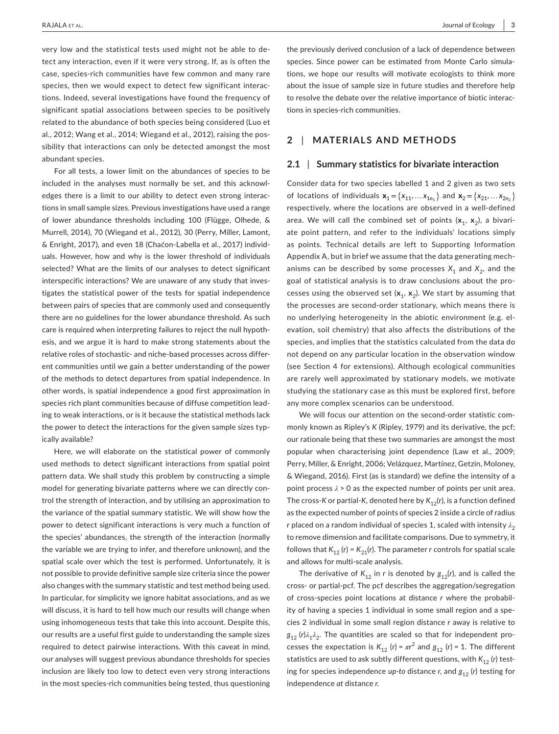very low and the statistical tests used might not be able to detect any interaction, even if it were very strong. If, as is often the case, species-rich communities have few common and many rare species, then we would expect to detect few significant interactions. Indeed, several investigations have found the frequency of significant spatial associations between species to be positively related to the abundance of both species being considered (Luo et al., 2012; Wang et al., 2014; Wiegand et al., 2012), raising the possibility that interactions can only be detected amongst the most abundant species.

For all tests, a lower limit on the abundances of species to be included in the analyses must normally be set, and this acknowledges there is a limit to our ability to detect even strong interactions in small sample sizes. Previous investigations have used a range of lower abundance thresholds including 100 (Flügge, Olhede, & Murrell, 2014), 70 (Wiegand et al., 2012), 30 (Perry, Miller, Lamont, & Enright, 2017), and even 18 (Chaćon-Labella et al., 2017) individuals. However, how and why is the lower threshold of individuals selected? What are the limits of our analyses to detect significant interspecific interactions? We are unaware of any study that investigates the statistical power of the tests for spatial independence between pairs of species that are commonly used and consequently there are no guidelines for the lower abundance threshold. As such care is required when interpreting failures to reject the null hypothesis, and we argue it is hard to make strong statements about the relative roles of stochastic- and niche-based processes across different communities until we gain a better understanding of the power of the methods to detect departures from spatial independence. In other words, is spatial independence a good first approximation in species rich plant communities because of diffuse competition leading to weak interactions, or is it because the statistical methods lack the power to detect the interactions for the given sample sizes typically available?

Here, we will elaborate on the statistical power of commonly used methods to detect significant interactions from spatial point pattern data. We shall study this problem by constructing a simple model for generating bivariate patterns where we can directly control the strength of interaction, and by utilising an approximation to the variance of the spatial summary statistic. We will show how the power to detect significant interactions is very much a function of the species' abundances, the strength of the interaction (normally the variable we are trying to infer, and therefore unknown), and the spatial scale over which the test is performed. Unfortunately, it is not possible to provide definitive sample size criteria since the power also changes with the summary statistic and test method being used. In particular, for simplicity we ignore habitat associations, and as we will discuss, it is hard to tell how much our results will change when using inhomogeneous tests that take this into account. Despite this, our results are a useful first guide to understanding the sample sizes required to detect pairwise interactions. With this caveat in mind, our analyses will suggest previous abundance thresholds for species inclusion are likely too low to detect even very strong interactions in the most species-rich communities being tested, thus questioning the previously derived conclusion of a lack of dependence between species. Since power can be estimated from Monte Carlo simulations, we hope our results will motivate ecologists to think more about the issue of sample size in future studies and therefore help to resolve the debate over the relative importance of biotic interactions in species-rich communities.

## 2 | MATERIALS AND METHODS

### 2.1 | Summary statistics for bivariate interaction

Consider data for two species labelled 1 and 2 given as two sets of locations of individuals $\mathbf{x}_1 = \{x_{11}, \dots x_{1n_1}\}$ and $\mathbf{x}_2 = \{x_{21}, \dots x_{2n_2}\}$ respectively, where the locations are observed in a well-defined area. We will call the combined set of points ($\mathbf{x}_1$, $\mathbf{x}_2$), a bivariate point pattern, and refer to the individuals' locations simply as points. Technical details are left to Supporting Information Appendix A, but in brief we assume that the data generating mechanisms can be described by some processes $X_1$ and $X_2$, and the goal of statistical analysis is to draw conclusions about the processes using the observed set ($\mathbf{x}_1$, $\mathbf{x}_2$). We start by assuming that the processes are second-order stationary, which means there is no underlying heterogeneity in the abiotic environment (e.g. elevation, soil chemistry) that also affects the distributions of the species, and implies that the statistics calculated from the data do not depend on any particular location in the observation window (see Section 4 for extensions). Although ecological communities are rarely well approximated by stationary models, we motivate studying the stationary case as this must be explored first, before any more complex scenarios can be understood.

We will focus our attention on the second-order statistic commonly known as Ripley's *K* (Ripley, 1979) and its derivative, the pcf; our rationale being that these two summaries are amongst the most popular when characterising joint dependence (Law et al., 2009; Perry, Miller, & Enright, 2006; Velázquez, Martínez, Getzin, Moloney, & Wiegand, 2016). First (as is standard) we define the intensity of a point process $\lambda > 0$ as the expected number of points per unit area. The cross-*K* or partial-*K*, denoted here by $K_{12}(r)$, is a function defined as the expected number of points of species 2 inside a circle of radius $r$ placed on a random individual of species 1, scaled with intensity $\lambda_2$ to remove dimension and facilitate comparisons. Due to symmetry, it follows that $K_{12}(r) = K_{21}(r)$. The parameter $r$ controls for spatial scale and allows for multi-scale analysis.

The derivative of $K_{12}$ in $r$ is denoted by $g_{12}(r)$, and is called the cross- or partial-pcf. The pcf describes the aggregation/segregation of cross-species point locations at distance $r$ where the probability of having a species 1 individual in some small region and a species 2 individual in some small region distance $r$ away is relative to $g_{12}(r)\lambda_1\lambda_2$. The quantities are scaled so that for independent processes the expectation is $K_{12}(r) = \pi r^2$ and $g_{12}(r) = 1$. The different statistics are used to ask subtly different questions, with $K_{12}(r)$ testing for species independence *up-to* distance $r$, and $g_{12}(r)$ testing for independence *at* distance $r$.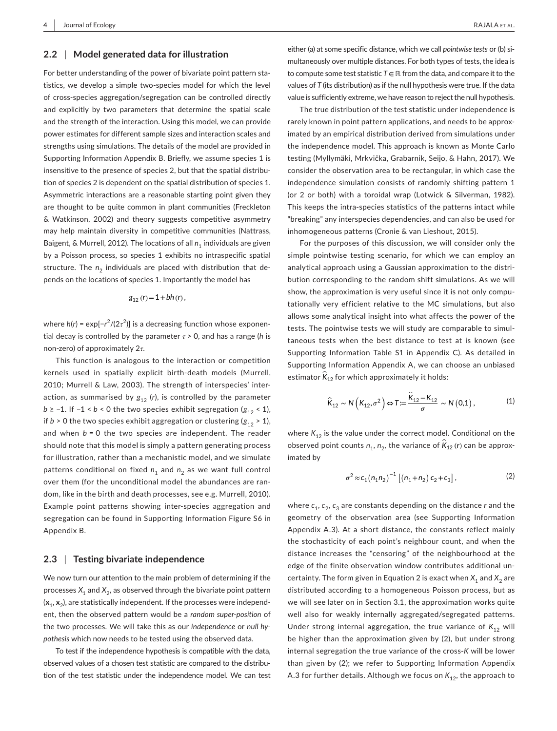### 2.2 | Model generated data for illustration

For better understanding of the power of bivariate point pattern statistics, we develop a simple two-species model for which the level of cross-species aggregation/segregation can be controlled directly and explicitly by two parameters that determine the spatial scale and the strength of the interaction. Using this model, we can provide power estimates for different sample sizes and interaction scales and strengths using simulations. The details of the model are provided in Supporting Information Appendix B. Briefly, we assume species 1 is insensitive to the presence of species 2, but that the spatial distribution of species 2 is dependent on the spatial distribution of species 1. Asymmetric interactions are a reasonable starting point given they are thought to be quite common in plant communities (Freckleton & Watkinson, 2002) and theory suggests competitive asymmetry may help maintain diversity in competitive communities (Nattrass, Baigent, & Murrell, 2012). The locations of all $n_1$ individuals are given by a Poisson process, so species 1 exhibits no intraspecific spatial structure. The $n_2$ individuals are placed with distribution that depends on the locations of species 1. Importantly the model has

$$g_{12}(r) = 1 + bh(r),$$

where $h(r) = \exp[-r^2/(2\tau^2)]$ is a decreasing function whose exponential decay is controlled by the parameter $\tau > 0$, and has a range ($h$ is non-zero) of approximately $2\tau$.

This function is analogous to the interaction or competition kernels used in spatially explicit birth-death models (Murrell, 2010; Murrell & Law, 2003). The strength of interspecies' interaction, as summarised by $g_{12}(r)$, is controlled by the parameter $b \geq -1$. If $-1 < b < 0$ the two species exhibit segregation ($g_{12} < 1$), if $b > 0$ the two species exhibit aggregation or clustering ($g_{12} > 1$), and when $b = 0$ the two species are independent. The reader should note that this model is simply a pattern generating process for illustration, rather than a mechanistic model, and we simulate patterns conditional on fixed $n_1$ and $n_2$ as we want full control over them (for the unconditional model the abundances are random, like in the birth and death processes, see e.g. Murrell, 2010). Example point patterns showing inter-species aggregation and segregation can be found in Supporting Information Figure S6 in Appendix B.

### 2.3 | Testing bivariate independence

We now turn our attention to the main problem of determining if the processes $X_1$ and $X_2$, as observed through the bivariate point pattern $(\mathbf{x}_1, \mathbf{x}_2)$, are statistically independent. If the processes were independent, then the observed pattern would be a *random super-position* of the two processes. We will take this as our *independence* or *null hypothesis* which now needs to be tested using the observed data.

To test if the independence hypothesis is compatible with the data, observed values of a chosen test statistic are compared to the distribution of the test statistic under the independence model. We can test either (a) at some specific distance, which we call *pointwise tests* or (b) simultaneously over multiple distances. For both types of tests, the idea is to compute some test statistic $T \in \mathbb{R}$ from the data, and compare it to the values of $T$ (its distribution) as if the null hypothesis were true. If the data value is sufficiently extreme, we have reason to reject the null hypothesis.

The true distribution of the test statistic under independence is rarely known in point pattern applications, and needs to be approximated by an empirical distribution derived from simulations under the independence model. This approach is known as Monte Carlo testing (Myllymäki, Mrkvička, Grabarnik, Seijo, & Hahn, 2017). We consider the observation area to be rectangular, in which case the independence simulation consists of randomly shifting pattern 1 (or 2 or both) with a toroidal wrap (Lotwick & Silverman, 1982). This keeps the intra-species statistics of the patterns intact while "breaking" any interspecies dependencies, and can also be used for inhomogeneous patterns (Cronie & van Lieshout, 2015).

For the purposes of this discussion, we will consider only the simple pointwise testing scenario, for which we can employ an analytical approach using a Gaussian approximation to the distribution corresponding to the random shift simulations. As we will show, the approximation is very useful since it is not only computationally very efficient relative to the MC simulations, but also allows some analytical insight into what affects the power of the tests. The pointwise tests we will study are comparable to simultaneous tests when the best distance to test at is known (see Supporting Information Table S1 in Appendix C). As detailed in Supporting Information Appendix A, we can choose an unbiased estimator $\widehat{K}_{12}$ for which approximately it holds:

$$\widehat{K}_{12} \sim N\left(K_{12}, \sigma^2\right) \Leftrightarrow T := \frac{\widehat{K}_{12} - K_{12}}{\sigma} \sim N(0,1), \tag{1}$$

where $K_{12}$ is the value under the correct model. Conditional on the observed point counts $n_1, n_2$, the variance of $\widehat{K}_{12}(r)$ can be approximated by

$$\sigma^2 \approx c_1 (n_1 n_2)^{-1} \left[ (n_1 + n_2) c_2 + c_3 \right], \tag{2}$$

where $c_1, c_2, c_3$ are constants depending on the distance $r$ and the geometry of the observation area (see Supporting Information Appendix A.3). At a short distance, the constants reflect mainly the stochasticity of each point's neighbour count, and when the distance increases the "censoring" of the neighbourhood at the edge of the finite observation window contributes additional uncertainty. The form given in Equation 2 is exact when $X_1$ and $X_2$ are distributed according to a homogeneous Poisson process, but as we will see later on in Section 3.1, the approximation works quite well also for weakly internally aggregated/segregated patterns. Under strong internal aggregation, the true variance of $K_{12}$ will be higher than the approximation given by (2), but under strong internal segregation the true variance of the cross-$K$ will be lower than given by (2); we refer to Supporting Information Appendix A.3 for further details. Although we focus on $K_{12}$, the approach to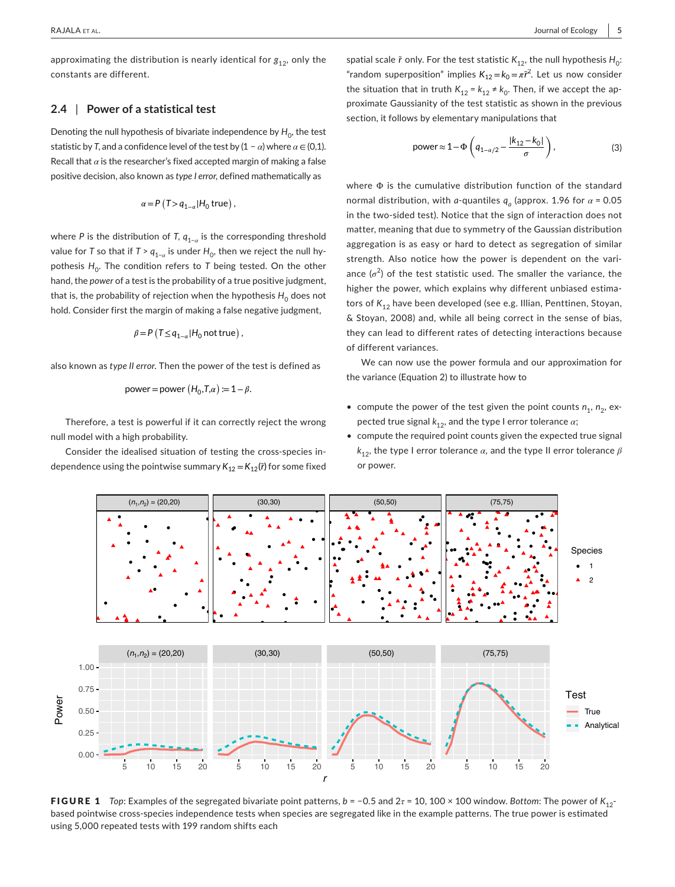approximating the distribution is nearly identical for $g_{12}$, only the constants are different.

## 2.4 | Power of a statistical test

Denoting the null hypothesis of bivariate independence by $H_0$, the test statistic by $T$, and a confidence level of the test by $(1 - \alpha)$ where $\alpha \in (0,1)$. Recall that $\alpha$ is the researcher's fixed accepted margin of making a false positive decision, also known as *type I error*, defined mathematically as

$$\alpha = P\left(T > q_{1-\alpha} | H_0 \text{ true}\right),$$

where $P$ is the distribution of $T$, $q_{1-\alpha}$ is the corresponding threshold value for $T$ so that if $T > q_{1-\alpha}$ is under $H_0$, then we reject the null hypothesis $H_0$. The condition refers to $T$ being tested. On the other hand, the *power* of a test is the probability of a true positive judgment, that is, the probability of rejection when the hypothesis $H_0$ does not hold. Consider first the margin of making a false negative judgment,

$$\beta = P\left(T \leq q_{1-\alpha} | H_0 \text{ not true}\right),$$

also known as *type II error*. Then the power of the test is defined as

$$\text{power} = \text{power}\left(H_0, T, \alpha\right) := 1 - \beta.$$

Therefore, a test is powerful if it can correctly reject the wrong null model with a high probability.

Consider the idealised situation of testing the cross-species independence using the pointwise summary $K_{12} = K_{12}(\tilde{r})$ for some fixed spatial scale $\tilde{r}$ only. For the test statistic $K_{12}$, the null hypothesis $H_0$: "random superposition" implies $K_{12} = k_0 = \pi \tilde{r}^2$. Let us now consider the situation that in truth $K_{12} = k_{12} \neq k_0$. Then, if we accept the approximate Gaussianity of the test statistic as shown in the previous section, it follows by elementary manipulations that

$$\text{power} \approx 1 - \Phi\left(q_{1-\alpha/2} - \frac{|k_{12} - k_0|}{\sigma}\right), \tag{3}$$

where $\Phi$ is the cumulative distribution function of the standard normal distribution, with $a$-quantiles $q_a$ (approx. 1.96 for $\alpha = 0.05$ in the two-sided test). Notice that the sign of interaction does not matter, meaning that due to symmetry of the Gaussian distribution aggregation is as easy or hard to detect as segregation of similar strength. Also notice how the power is dependent on the variance ($\sigma^2$) of the test statistic used. The smaller the variance, the higher the power, which explains why different unbiased estimators of $K_{12}$ have been developed (see e.g. Illian, Penttinen, Stoyan, & Stoyan, 2008) and, while all being correct in the sense of bias, they can lead to different rates of detecting interactions because of different variances.

We can now use the power formula and our approximation for the variance (Equation 2) to illustrate how to

- compute the power of the test given the point counts $n_1$, $n_2$, expected true signal $k_{12}$, and the type I error tolerance $\alpha$;
- compute the required point counts given the expected true signal $k_{12}$, the type I error tolerance $\alpha$, and the type II error tolerance $\beta$ or power.

**FIGURE 1** *Top*: Examples of the segregated bivariate point patterns, $b = -0.5$ and $2\tau = 10$, $100 \times 100$ window. *Bottom*: The power of $K_{12}$-based pointwise cross-species independence tests when species are segregated like in the example patterns. The true power is estimated using 5,000 repeated tests with 199 random shifts each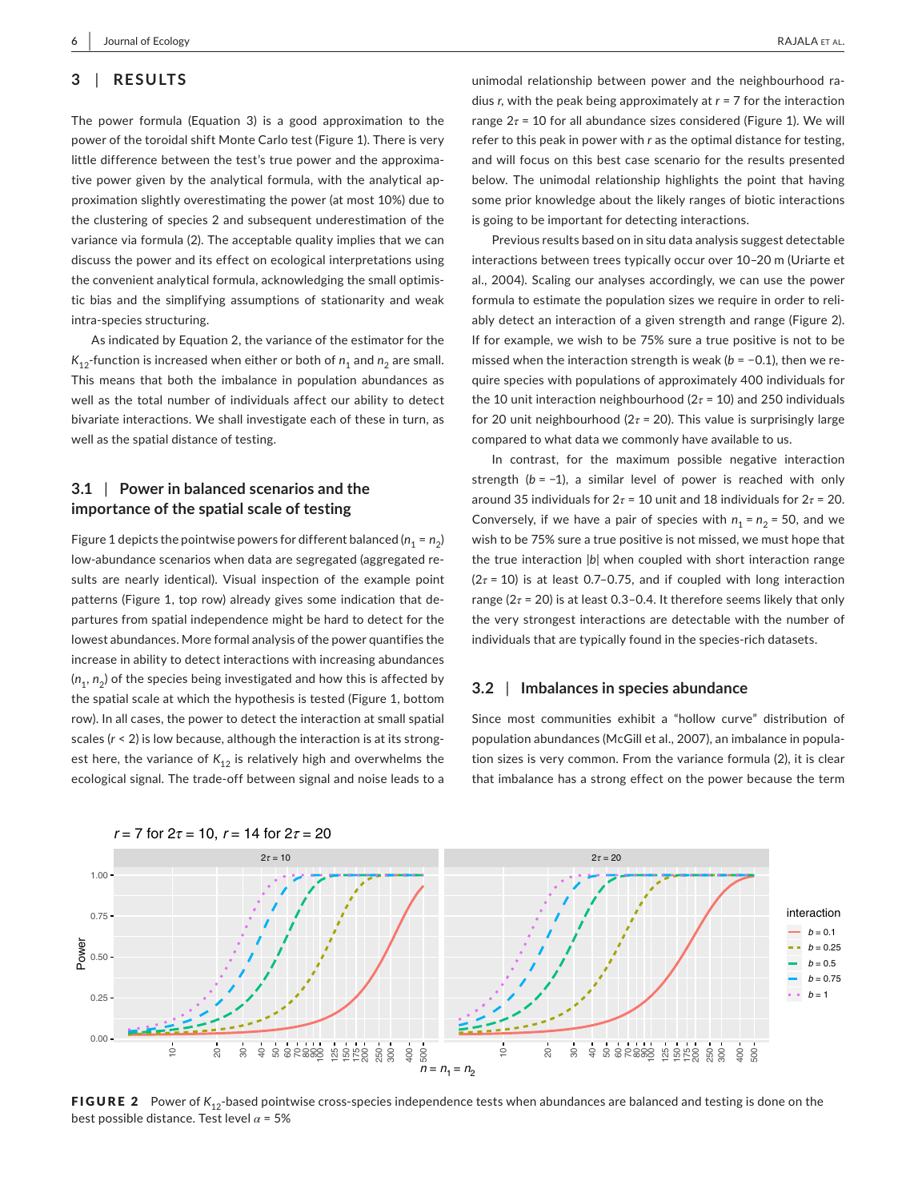## 3 | RESULTS

The power formula (Equation 3) is a good approximation to the power of the toroidal shift Monte Carlo test (Figure 1). There is very little difference between the test's true power and the approximative power given by the analytical formula, with the analytical approximation slightly overestimating the power (at most 10%) due to the clustering of species 2 and subsequent underestimation of the variance via formula (2). The acceptable quality implies that we can discuss the power and its effect on ecological interpretations using the convenient analytical formula, acknowledging the small optimistic bias and the simplifying assumptions of stationarity and weak intra-species structuring.

As indicated by Equation 2, the variance of the estimator for the $K_{12}$-function is increased when either or both of $n_1$ and $n_2$ are small. This means that both the imbalance in population abundances as well as the total number of individuals affect our ability to detect bivariate interactions. We shall investigate each of these in turn, as well as the spatial distance of testing.

### 3.1 | Power in balanced scenarios and the importance of the spatial scale of testing

Figure 1 depicts the pointwise powers for different balanced ($n_1 = n_2$) low-abundance scenarios when data are segregated (aggregated results are nearly identical). Visual inspection of the example point patterns (Figure 1, top row) already gives some indication that departures from spatial independence might be hard to detect for the lowest abundances. More formal analysis of the power quantifies the increase in ability to detect interactions with increasing abundances ($n_1$, $n_2$) of the species being investigated and how this is affected by the spatial scale at which the hypothesis is tested (Figure 1, bottom row). In all cases, the power to detect the interaction at small spatial scales ($r < 2$) is low because, although the interaction is at its strongest here, the variance of $K_{12}$ is relatively high and overwhelms the ecological signal. The trade-off between signal and noise leads to a unimodal relationship between power and the neighbourhood radius $r$, with the peak being approximately at $r = 7$ for the interaction range $2\tau = 10$ for all abundance sizes considered (Figure 1). We will refer to this peak in power with $r$ as the optimal distance for testing, and will focus on this best case scenario for the results presented below. The unimodal relationship highlights the point that having some prior knowledge about the likely ranges of biotic interactions is going to be important for detecting interactions.

Previous results based on in situ data analysis suggest detectable interactions between trees typically occur over 10–20 m (Uriarte et al., 2004). Scaling our analyses accordingly, we can use the power formula to estimate the population sizes we require in order to reliably detect an interaction of a given strength and range (Figure 2). If for example, we wish to be 75% sure a true positive is not to be missed when the interaction strength is weak ($b = -0.1$), then we require species with populations of approximately 400 individuals for the 10 unit interaction neighbourhood ($2\tau = 10$) and 250 individuals for 20 unit neighbourhood ($2\tau = 20$). This value is surprisingly large compared to what data we commonly have available to us.

In contrast, for the maximum possible negative interaction strength ($b = -1$), a similar level of power is reached with only around 35 individuals for $2\tau = 10$ unit and 18 individuals for $2\tau = 20$. Conversely, if we have a pair of species with $n_1 = n_2 = 50$, and we wish to be 75% sure a true positive is not missed, we must hope that the true interaction $|b|$ when coupled with short interaction range ($2\tau = 10$) is at least 0.7–0.75, and if coupled with long interaction range ($2\tau = 20$) is at least 0.3–0.4. It therefore seems likely that only the very strongest interactions are detectable with the number of individuals that are typically found in the species-rich datasets.

### 3.2 | Imbalances in species abundance

Since most communities exhibit a "hollow curve" distribution of population abundances (McGill et al., 2007), an imbalance in population sizes is very common. From the variance formula (2), it is clear that imbalance has a strong effect on the power because the term

**FIGURE 2** Power of $K_{12}$-based pointwise cross-species independence tests when abundances are balanced and testing is done on the best possible distance. Test level $\alpha = 5\%$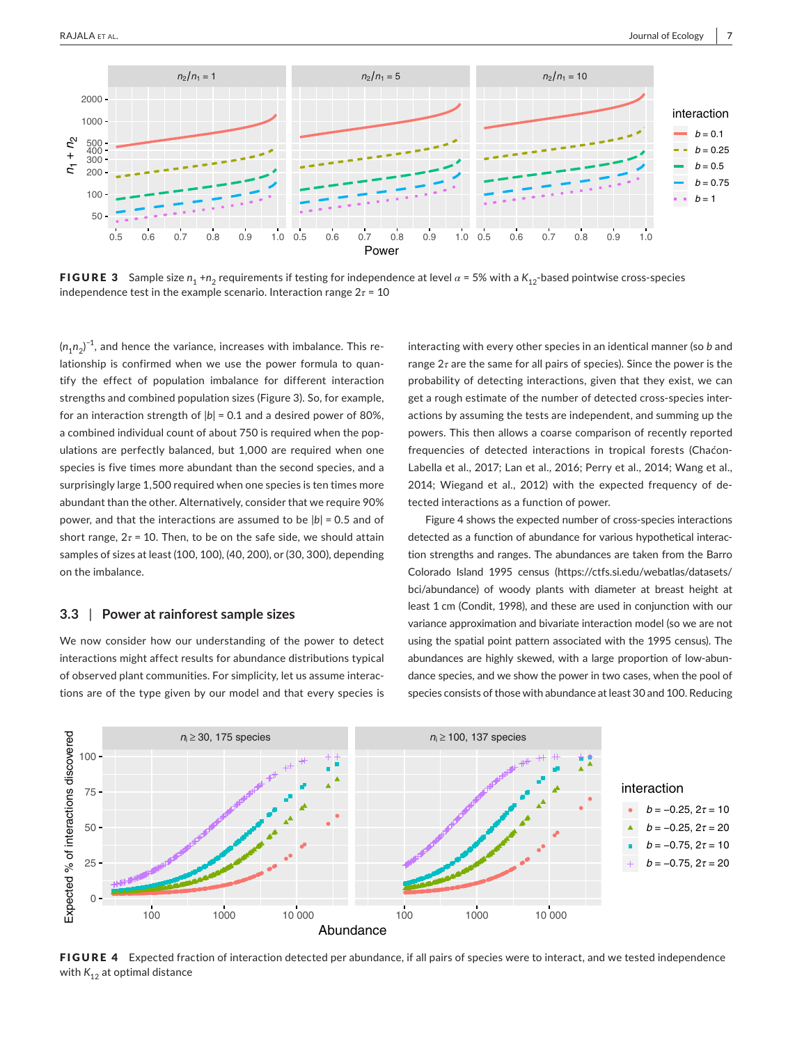**FIGURE 3** Sample size $n_1 + n_2$ requirements if testing for independence at level $\alpha$ = 5% with a $K_{12}$-based pointwise cross-species independence test in the example scenario. Interaction range $2\tau$ = 10

$(n_1 n_2)^{-1}$, and hence the variance, increases with imbalance. This relationship is confirmed when we use the power formula to quantify the effect of population imbalance for different interaction strengths and combined population sizes (Figure 3). So, for example, for an interaction strength of $|b|$ = 0.1 and a desired power of 80%, a combined individual count of about 750 is required when the populations are perfectly balanced, but 1,000 are required when one species is five times more abundant than the second species, and a surprisingly large 1,500 required when one species is ten times more abundant than the other. Alternatively, consider that we require 90% power, and that the interactions are assumed to be $|b|$ = 0.5 and of short range, $2\tau$ = 10. Then, to be on the safe side, we should attain samples of sizes at least (100, 100), (40, 200), or (30, 300), depending on the imbalance.

### 3.3 | Power at rainforest sample sizes

We now consider how our understanding of the power to detect interactions might affect results for abundance distributions typical of observed plant communities. For simplicity, let us assume interactions are of the type given by our model and that every species is interacting with every other species in an identical manner (so $b$ and range $2\tau$ are the same for all pairs of species). Since the power is the probability of detecting interactions, given that they exist, we can get a rough estimate of the number of detected cross-species interactions by assuming the tests are independent, and summing up the powers. This then allows a coarse comparison of recently reported frequencies of detected interactions in tropical forests (Chaćon-Labella et al., 2017; Lan et al., 2016; Perry et al., 2014; Wang et al., 2014; Wiegand et al., 2012) with the expected frequency of detected interactions as a function of power.

Figure 4 shows the expected number of cross-species interactions detected as a function of abundance for various hypothetical interaction strengths and ranges. The abundances are taken from the Barro Colorado Island 1995 census (https://ctfs.si.edu/webatlas/datasets/bci/abundance) of woody plants with diameter at breast height at least 1 cm (Condit, 1998), and these are used in conjunction with our variance approximation and bivariate interaction model (so we are not using the spatial point pattern associated with the 1995 census). The abundances are highly skewed, with a large proportion of low-abundance species, and we show the power in two cases, when the pool of species consists of those with abundance at least 30 and 100. Reducing

**FIGURE 4** Expected fraction of interaction detected per abundance, if all pairs of species were to interact, and we tested independence with $K_{12}$ at optimal distance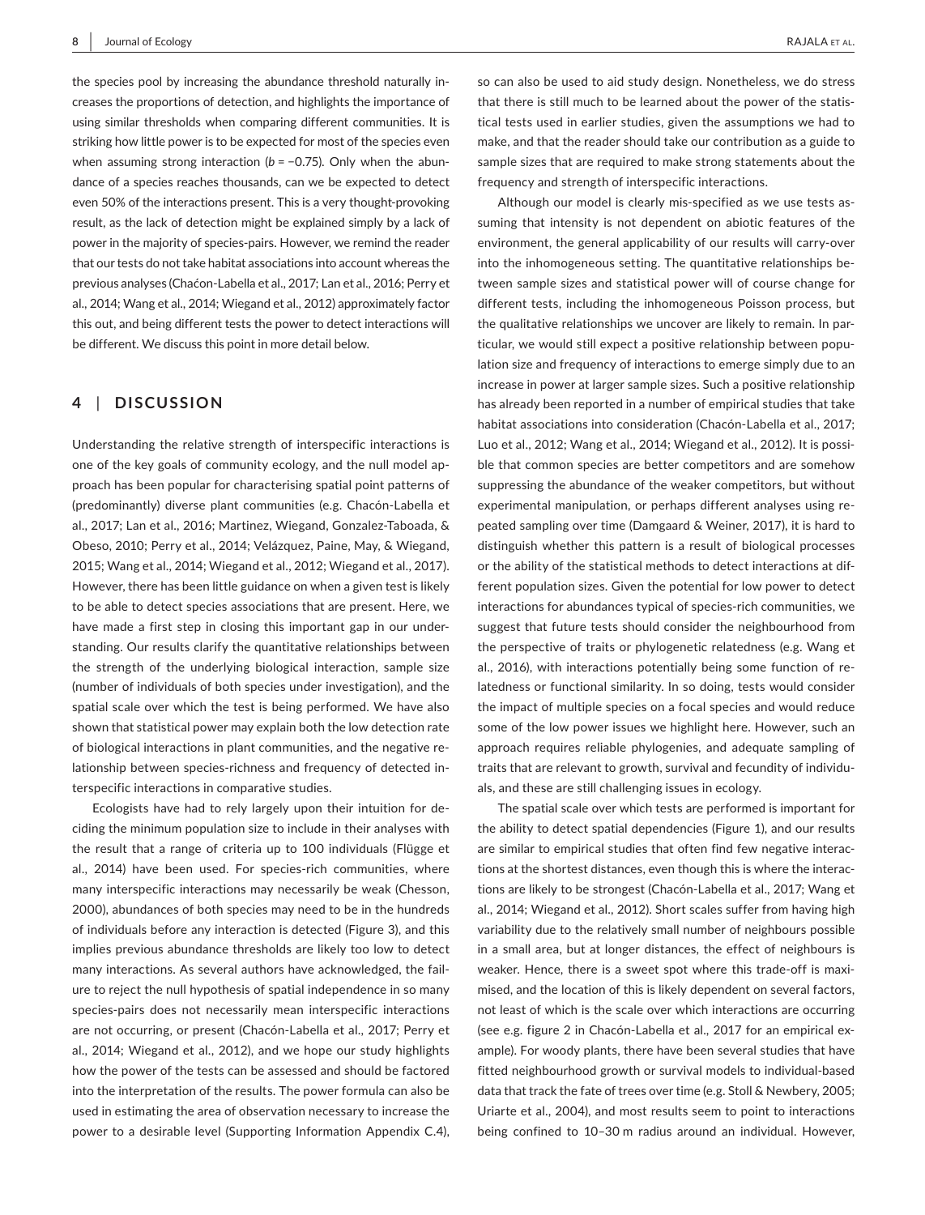the species pool by increasing the abundance threshold naturally increases the proportions of detection, and highlights the importance of using similar thresholds when comparing different communities. It is striking how little power is to be expected for most of the species even when assuming strong interaction ($b = -0.75$). Only when the abundance of a species reaches thousands, can we be expected to detect even 50% of the interactions present. This is a very thought-provoking result, as the lack of detection might be explained simply by a lack of power in the majority of species-pairs. However, we remind the reader that our tests do not take habitat associations into account whereas the previous analyses (Chaćon-Labella et al., 2017; Lan et al., 2016; Perry et al., 2014; Wang et al., 2014; Wiegand et al., 2012) approximately factor this out, and being different tests the power to detect interactions will be different. We discuss this point in more detail below.

## 4 | DISCUSSION

Understanding the relative strength of interspecific interactions is one of the key goals of community ecology, and the null model approach has been popular for characterising spatial point patterns of (predominantly) diverse plant communities (e.g. Chacón-Labella et al., 2017; Lan et al., 2016; Martinez, Wiegand, Gonzalez-Taboada, & Obeso, 2010; Perry et al., 2014; Velázquez, Paine, May, & Wiegand, 2015; Wang et al., 2014; Wiegand et al., 2012; Wiegand et al., 2017). However, there has been little guidance on when a given test is likely to be able to detect species associations that are present. Here, we have made a first step in closing this important gap in our understanding. Our results clarify the quantitative relationships between the strength of the underlying biological interaction, sample size (number of individuals of both species under investigation), and the spatial scale over which the test is being performed. We have also shown that statistical power may explain both the low detection rate of biological interactions in plant communities, and the negative relationship between species-richness and frequency of detected interspecific interactions in comparative studies.

Ecologists have had to rely largely upon their intuition for deciding the minimum population size to include in their analyses with the result that a range of criteria up to 100 individuals (Flügge et al., 2014) have been used. For species-rich communities, where many interspecific interactions may necessarily be weak (Chesson, 2000), abundances of both species may need to be in the hundreds of individuals before any interaction is detected (Figure 3), and this implies previous abundance thresholds are likely too low to detect many interactions. As several authors have acknowledged, the failure to reject the null hypothesis of spatial independence in so many species-pairs does not necessarily mean interspecific interactions are not occurring, or present (Chacón-Labella et al., 2017; Perry et al., 2014; Wiegand et al., 2012), and we hope our study highlights how the power of the tests can be assessed and should be factored into the interpretation of the results. The power formula can also be used in estimating the area of observation necessary to increase the power to a desirable level (Supporting Information Appendix C.4), so can also be used to aid study design. Nonetheless, we do stress that there is still much to be learned about the power of the statistical tests used in earlier studies, given the assumptions we had to make, and that the reader should take our contribution as a guide to sample sizes that are required to make strong statements about the frequency and strength of interspecific interactions.

Although our model is clearly mis-specified as we use tests assuming that intensity is not dependent on abiotic features of the environment, the general applicability of our results will carry-over into the inhomogeneous setting. The quantitative relationships between sample sizes and statistical power will of course change for different tests, including the inhomogeneous Poisson process, but the qualitative relationships we uncover are likely to remain. In particular, we would still expect a positive relationship between population size and frequency of interactions to emerge simply due to an increase in power at larger sample sizes. Such a positive relationship has already been reported in a number of empirical studies that take habitat associations into consideration (Chacón-Labella et al., 2017; Luo et al., 2012; Wang et al., 2014; Wiegand et al., 2012). It is possible that common species are better competitors and are somehow suppressing the abundance of the weaker competitors, but without experimental manipulation, or perhaps different analyses using repeated sampling over time (Damgaard & Weiner, 2017), it is hard to distinguish whether this pattern is a result of biological processes or the ability of the statistical methods to detect interactions at different population sizes. Given the potential for low power to detect interactions for abundances typical of species-rich communities, we suggest that future tests should consider the neighbourhood from the perspective of traits or phylogenetic relatedness (e.g. Wang et al., 2016), with interactions potentially being some function of relatedness or functional similarity. In so doing, tests would consider the impact of multiple species on a focal species and would reduce some of the low power issues we highlight here. However, such an approach requires reliable phylogenies, and adequate sampling of traits that are relevant to growth, survival and fecundity of individuals, and these are still challenging issues in ecology.

The spatial scale over which tests are performed is important for the ability to detect spatial dependencies (Figure 1), and our results are similar to empirical studies that often find few negative interactions at the shortest distances, even though this is where the interactions are likely to be strongest (Chacón-Labella et al., 2017; Wang et al., 2014; Wiegand et al., 2012). Short scales suffer from having high variability due to the relatively small number of neighbours possible in a small area, but at longer distances, the effect of neighbours is weaker. Hence, there is a sweet spot where this trade-off is maximised, and the location of this is likely dependent on several factors, not least of which is the scale over which interactions are occurring (see e.g. figure 2 in Chacón-Labella et al., 2017 for an empirical example). For woody plants, there have been several studies that have fitted neighbourhood growth or survival models to individual-based data that track the fate of trees over time (e.g. Stoll & Newbery, 2005; Uriarte et al., 2004), and most results seem to point to interactions being confined to 10–30 m radius around an individual. However,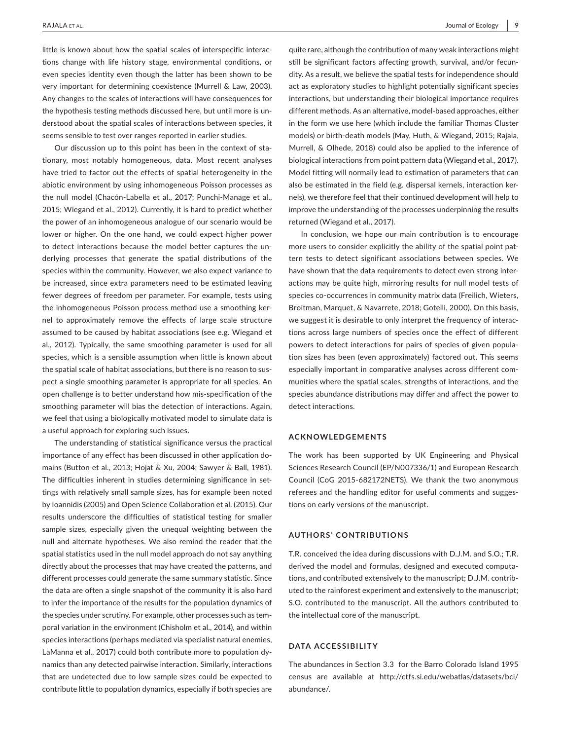little is known about how the spatial scales of interspecific interactions change with life history stage, environmental conditions, or even species identity even though the latter has been shown to be very important for determining coexistence (Murrell & Law, 2003). Any changes to the scales of interactions will have consequences for the hypothesis testing methods discussed here, but until more is understood about the spatial scales of interactions between species, it seems sensible to test over ranges reported in earlier studies.

Our discussion up to this point has been in the context of stationary, most notably homogeneous, data. Most recent analyses have tried to factor out the effects of spatial heterogeneity in the abiotic environment by using inhomogeneous Poisson processes as the null model (Chacón-Labella et al., 2017; Punchi-Manage et al., 2015; Wiegand et al., 2012). Currently, it is hard to predict whether the power of an inhomogeneous analogue of our scenario would be lower or higher. On the one hand, we could expect higher power to detect interactions because the model better captures the underlying processes that generate the spatial distributions of the species within the community. However, we also expect variance to be increased, since extra parameters need to be estimated leaving fewer degrees of freedom per parameter. For example, tests using the inhomogeneous Poisson process method use a smoothing kernel to approximately remove the effects of large scale structure assumed to be caused by habitat associations (see e.g. Wiegand et al., 2012). Typically, the same smoothing parameter is used for all species, which is a sensible assumption when little is known about the spatial scale of habitat associations, but there is no reason to suspect a single smoothing parameter is appropriate for all species. An open challenge is to better understand how mis-specification of the smoothing parameter will bias the detection of interactions. Again, we feel that using a biologically motivated model to simulate data is a useful approach for exploring such issues.

The understanding of statistical significance versus the practical importance of any effect has been discussed in other application domains (Button et al., 2013; Hojat & Xu, 2004; Sawyer & Ball, 1981). The difficulties inherent in studies determining significance in settings with relatively small sample sizes, has for example been noted by Ioannidis (2005) and Open Science Collaboration et al. (2015). Our results underscore the difficulties of statistical testing for smaller sample sizes, especially given the unequal weighting between the null and alternate hypotheses. We also remind the reader that the spatial statistics used in the null model approach do not say anything directly about the processes that may have created the patterns, and different processes could generate the same summary statistic. Since the data are often a single snapshot of the community it is also hard to infer the importance of the results for the population dynamics of the species under scrutiny. For example, other processes such as temporal variation in the environment (Chisholm et al., 2014), and within species interactions (perhaps mediated via specialist natural enemies, LaManna et al., 2017) could both contribute more to population dynamics than any detected pairwise interaction. Similarly, interactions that are undetected due to low sample sizes could be expected to contribute little to population dynamics, especially if both species are quite rare, although the contribution of many weak interactions might still be significant factors affecting growth, survival, and/or fecundity. As a result, we believe the spatial tests for independence should act as exploratory studies to highlight potentially significant species interactions, but understanding their biological importance requires different methods. As an alternative, model-based approaches, either in the form we use here (which include the familiar Thomas Cluster models) or birth-death models (May, Huth, & Wiegand, 2015; Rajala, Murrell, & Olhede, 2018) could also be applied to the inference of biological interactions from point pattern data (Wiegand et al., 2017). Model fitting will normally lead to estimation of parameters that can also be estimated in the field (e.g. dispersal kernels, interaction kernels), we therefore feel that their continued development will help to improve the understanding of the processes underpinning the results returned (Wiegand et al., 2017).

In conclusion, we hope our main contribution is to encourage more users to consider explicitly the ability of the spatial point pattern tests to detect significant associations between species. We have shown that the data requirements to detect even strong interactions may be quite high, mirroring results for null model tests of species co-occurrences in community matrix data (Freilich, Wieters, Broitman, Marquet, & Navarrete, 2018; Gotelli, 2000). On this basis, we suggest it is desirable to only interpret the frequency of interactions across large numbers of species once the effect of different powers to detect interactions for pairs of species of given population sizes has been (even approximately) factored out. This seems especially important in comparative analyses across different communities where the spatial scales, strengths of interactions, and the species abundance distributions may differ and affect the power to detect interactions.

## ACKNOWLEDGEMENTS

The work has been supported by UK Engineering and Physical Sciences Research Council (EP/N007336/1) and European Research Council (CoG 2015-682172NETS). We thank the two anonymous referees and the handling editor for useful comments and suggestions on early versions of the manuscript.

## AUTHORS' CONTRIBUTIONS

T.R. conceived the idea during discussions with D.J.M. and S.O.; T.R. derived the model and formulas, designed and executed computations, and contributed extensively to the manuscript; D.J.M. contributed to the rainforest experiment and extensively to the manuscript; S.O. contributed to the manuscript. All the authors contributed to the intellectual core of the manuscript.

## DATA ACCESSIBILITY

The abundances in Section 3.3 for the Barro Colorado Island 1995 census are available at http://ctfs.si.edu/webatlas/datasets/bci/abundance/.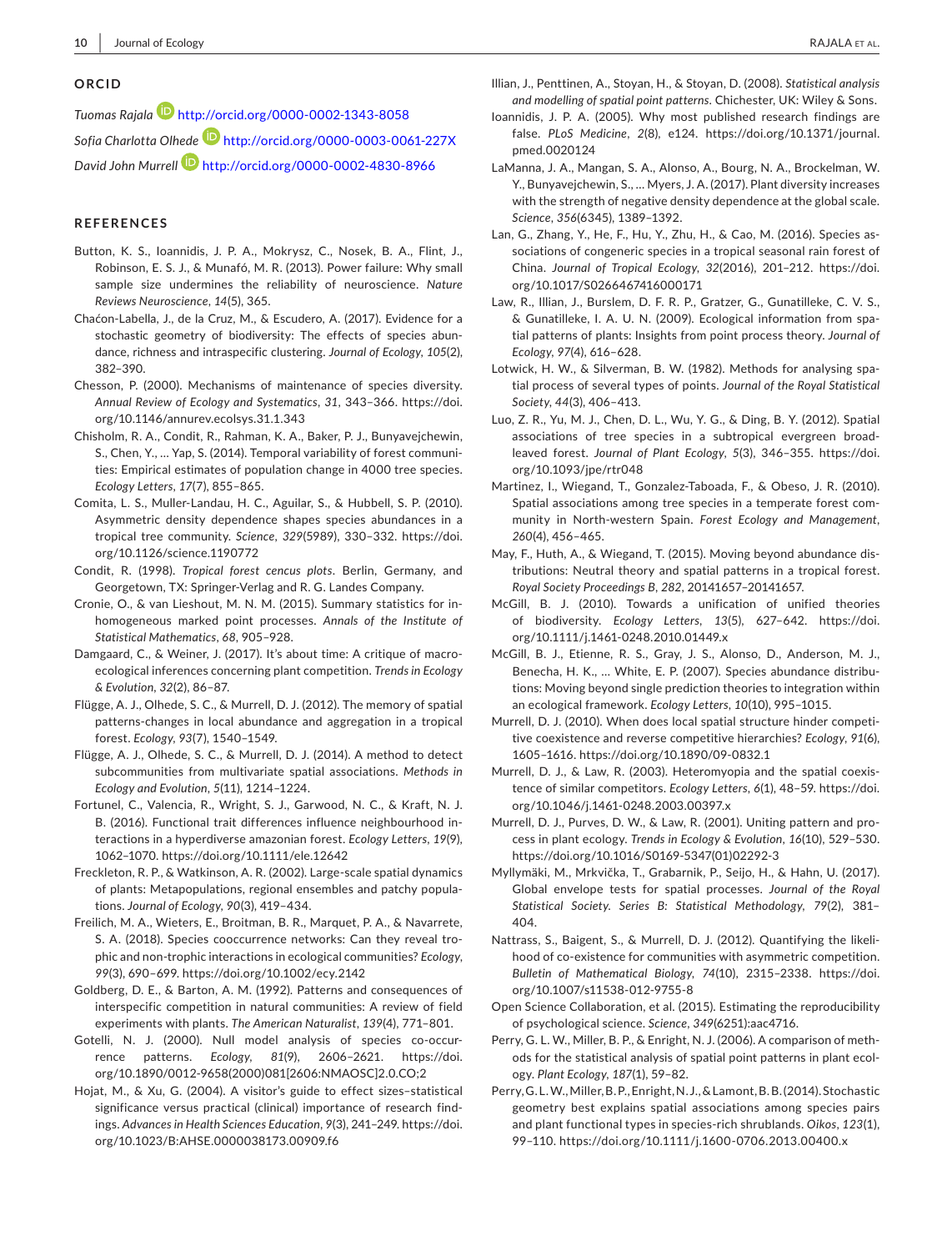## ORCID

*Tuomas Rajala* http://orcid.org/0000-0002-1343-8058

*Sofia Charlotta Olhede* http://orcid.org/0000-0003-0061-227X

*David John Murrell* http://orcid.org/0000-0002-4830-8966

## REFERENCES

Button, K. S., Ioannidis, J. P. A., Mokrysz, C., Nosek, B. A., Flint, J., Robinson, E. S. J., & Munafó, M. R. (2013). Power failure: Why small sample size undermines the reliability of neuroscience. *Nature Reviews Neuroscience*, *14*(5), 365.

Chaćon-Labella, J., de la Cruz, M., & Escudero, A. (2017). Evidence for a stochastic geometry of biodiversity: The effects of species abundance, richness and intraspecific clustering. *Journal of Ecology*, *105*(2), 382–390.

Chesson, P. (2000). Mechanisms of maintenance of species diversity. *Annual Review of Ecology and Systematics*, *31*, 343–366. https://doi.org/10.1146/annurev.ecolsys.31.1.343

Chisholm, R. A., Condit, R., Rahman, K. A., Baker, P. J., Bunyavejchewin, S., Chen, Y., … Yap, S. (2014). Temporal variability of forest communities: Empirical estimates of population change in 4000 tree species. *Ecology Letters*, *17*(7), 855–865.

Comita, L. S., Muller-Landau, H. C., Aguilar, S., & Hubbell, S. P. (2010). Asymmetric density dependence shapes species abundances in a tropical tree community. *Science*, *329*(5989), 330–332. https://doi.org/10.1126/science.1190772

Condit, R. (1998). *Tropical forest cencus plots*. Berlin, Germany, and Georgetown, TX: Springer-Verlag and R. G. Landes Company.

Cronie, O., & van Lieshout, M. N. M. (2015). Summary statistics for inhomogeneous marked point processes. *Annals of the Institute of Statistical Mathematics*, *68*, 905–928.

Damgaard, C., & Weiner, J. (2017). It's about time: A critique of macroecological inferences concerning plant competition. *Trends in Ecology & Evolution*, *32*(2), 86–87.

Flügge, A. J., Olhede, S. C., & Murrell, D. J. (2012). The memory of spatial patterns-changes in local abundance and aggregation in a tropical forest. *Ecology*, *93*(7), 1540–1549.

Flügge, A. J., Olhede, S. C., & Murrell, D. J. (2014). A method to detect subcommunities from multivariate spatial associations. *Methods in Ecology and Evolution*, *5*(11), 1214–1224.

Fortunel, C., Valencia, R., Wright, S. J., Garwood, N. C., & Kraft, N. J. B. (2016). Functional trait differences influence neighbourhood interactions in a hyperdiverse amazonian forest. *Ecology Letters*, *19*(9), 1062–1070. https://doi.org/10.1111/ele.12642

Freckleton, R. P., & Watkinson, A. R. (2002). Large-scale spatial dynamics of plants: Metapopulations, regional ensembles and patchy populations. *Journal of Ecology*, *90*(3), 419–434.

Freilich, M. A., Wieters, E., Broitman, B. R., Marquet, P. A., & Navarrete, S. A. (2018). Species cooccurrence networks: Can they reveal trophic and non-trophic interactions in ecological communities? *Ecology*, *99*(3), 690–699. https://doi.org/10.1002/ecy.2142

Goldberg, D. E., & Barton, A. M. (1992). Patterns and consequences of interspecific competition in natural communities: A review of field experiments with plants. *The American Naturalist*, *139*(4), 771–801.

Gotelli, N. J. (2000). Null model analysis of species co-occurrence patterns. *Ecology*, *81*(9), 2606–2621. https://doi.org/10.1890/0012-9658(2000)081[2606:NMAOSC]2.0.CO;2

Hojat, M., & Xu, G. (2004). A visitor's guide to effect sizes–statistical significance versus practical (clinical) importance of research findings. *Advances in Health Sciences Education*, *9*(3), 241–249. https://doi.org/10.1023/B:AHSE.0000038173.00909.f6

Illian, J., Penttinen, A., Stoyan, H., & Stoyan, D. (2008). *Statistical analysis and modelling of spatial point patterns*. Chichester, UK: Wiley & Sons.

Ioannidis, J. P. A. (2005). Why most published research findings are false. *PLoS Medicine*, *2*(8), e124. https://doi.org/10.1371/journal.pmed.0020124

LaManna, J. A., Mangan, S. A., Alonso, A., Bourg, N. A., Brockelman, W. Y., Bunyavejchewin, S., … Myers, J. A. (2017). Plant diversity increases with the strength of negative density dependence at the global scale. *Science*, *356*(6345), 1389–1392.

Lan, G., Zhang, Y., He, F., Hu, Y., Zhu, H., & Cao, M. (2016). Species associations of congeneric species in a tropical seasonal rain forest of China. *Journal of Tropical Ecology*, *32*(2016), 201–212. https://doi.org/10.1017/S0266467416000171

Law, R., Illian, J., Burslem, D. F. R. P., Gratzer, G., Gunatilleke, C. V. S., & Gunatilleke, I. A. U. N. (2009). Ecological information from spatial patterns of plants: Insights from point process theory. *Journal of Ecology*, *97*(4), 616–628.

Lotwick, H. W., & Silverman, B. W. (1982). Methods for analysing spatial process of several types of points. *Journal of the Royal Statistical Society*, *44*(3), 406–413.

Luo, Z. R., Yu, M. J., Chen, D. L., Wu, Y. G., & Ding, B. Y. (2012). Spatial associations of tree species in a subtropical evergreen broad-leaved forest. *Journal of Plant Ecology*, *5*(3), 346–355. https://doi.org/10.1093/jpe/rtr048

Martinez, I., Wiegand, T., Gonzalez-Taboada, F., & Obeso, J. R. (2010). Spatial associations among tree species in a temperate forest community in North-western Spain. *Forest Ecology and Management*, *260*(4), 456–465.

May, F., Huth, A., & Wiegand, T. (2015). Moving beyond abundance distributions: Neutral theory and spatial patterns in a tropical forest. *Royal Society Proceedings B*, *282*, 20141657–20141657.

McGill, B. J. (2010). Towards a unification of unified theories of biodiversity. *Ecology Letters*, *13*(5), 627–642. https://doi.org/10.1111/j.1461-0248.2010.01449.x

McGill, B. J., Etienne, R. S., Gray, J. S., Alonso, D., Anderson, M. J., Benecha, H. K., … White, E. P. (2007). Species abundance distributions: Moving beyond single prediction theories to integration within an ecological framework. *Ecology Letters*, *10*(10), 995–1015.

Murrell, D. J. (2010). When does local spatial structure hinder competitive coexistence and reverse competitive hierarchies? *Ecology*, *91*(6), 1605–1616. https://doi.org/10.1890/09-0832.1

Murrell, D. J., & Law, R. (2003). Heteromyopia and the spatial coexistence of similar competitors. *Ecology Letters*, *6*(1), 48–59. https://doi.org/10.1046/j.1461-0248.2003.00397.x

Murrell, D. J., Purves, D. W., & Law, R. (2001). Uniting pattern and process in plant ecology. *Trends in Ecology & Evolution*, *16*(10), 529–530. https://doi.org/10.1016/S0169-5347(01)02292-3

Myllymäki, M., Mrkvička, T., Grabarnik, P., Seijo, H., & Hahn, U. (2017). Global envelope tests for spatial processes. *Journal of the Royal Statistical Society. Series B: Statistical Methodology*, *79*(2), 381–404.

Nattrass, S., Baigent, S., & Murrell, D. J. (2012). Quantifying the likelihood of co-existence for communities with asymmetric competition. *Bulletin of Mathematical Biology*, *74*(10), 2315–2338. https://doi.org/10.1007/s11538-012-9755-8

Open Science Collaboration, et al. (2015). Estimating the reproducibility of psychological science. *Science*, *349*(6251):aac4716.

Perry, G. L. W., Miller, B. P., & Enright, N. J. (2006). A comparison of methods for the statistical analysis of spatial point patterns in plant ecology. *Plant Ecology*, *187*(1), 59–82.

Perry, G. L. W., Miller, B. P., Enright, N. J., & Lamont, B. B. (2014). Stochastic geometry best explains spatial associations among species pairs and plant functional types in species-rich shrublands. *Oikos*, *123*(1), 99–110. https://doi.org/10.1111/j.1600-0706.2013.00400.x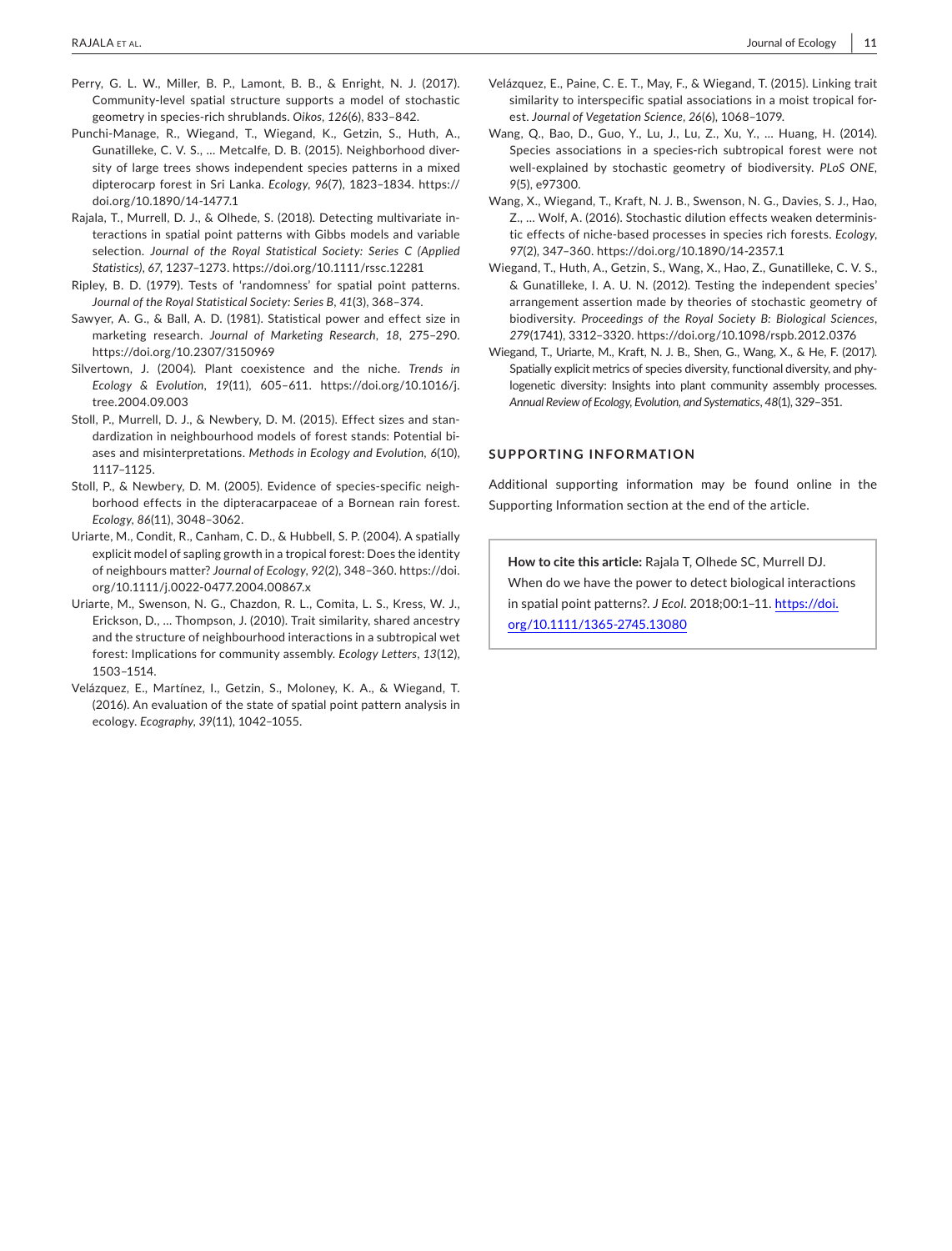Perry, G. L. W., Miller, B. P., Lamont, B. B., & Enright, N. J. (2017). Community-level spatial structure supports a model of stochastic geometry in species-rich shrublands. *Oikos*, *126*(6), 833–842.

Punchi-Manage, R., Wiegand, T., Wiegand, K., Getzin, S., Huth, A., Gunatilleke, C. V. S., … Metcalfe, D. B. (2015). Neighborhood diversity of large trees shows independent species patterns in a mixed dipterocarp forest in Sri Lanka. *Ecology*, *96*(7), 1823–1834. https://doi.org/10.1890/14-1477.1

Rajala, T., Murrell, D. J., & Olhede, S. (2018). Detecting multivariate interactions in spatial point patterns with Gibbs models and variable selection. *Journal of the Royal Statistical Society: Series C (Applied Statistics)*, *67*, 1237–1273. https://doi.org/10.1111/rssc.12281

Ripley, B. D. (1979). Tests of 'randomness' for spatial point patterns. *Journal of the Royal Statistical Society: Series B*, *41*(3), 368–374.

Sawyer, A. G., & Ball, A. D. (1981). Statistical power and effect size in marketing research. *Journal of Marketing Research*, *18*, 275–290. https://doi.org/10.2307/3150969

Silvertown, J. (2004). Plant coexistence and the niche. *Trends in Ecology & Evolution*, *19*(11), 605–611. https://doi.org/10.1016/j.tree.2004.09.003

Stoll, P., Murrell, D. J., & Newbery, D. M. (2015). Effect sizes and standardization in neighbourhood models of forest stands: Potential biases and misinterpretations. *Methods in Ecology and Evolution*, *6*(10), 1117–1125.

Stoll, P., & Newbery, D. M. (2005). Evidence of species-specific neighborhood effects in the dipteracarpaceae of a Bornean rain forest. *Ecology*, *86*(11), 3048–3062.

Uriarte, M., Condit, R., Canham, C. D., & Hubbell, S. P. (2004). A spatially explicit model of sapling growth in a tropical forest: Does the identity of neighbours matter? *Journal of Ecology*, *92*(2), 348–360. https://doi.org/10.1111/j.0022-0477.2004.00867.x

Uriarte, M., Swenson, N. G., Chazdon, R. L., Comita, L. S., Kress, W. J., Erickson, D., … Thompson, J. (2010). Trait similarity, shared ancestry and the structure of neighbourhood interactions in a subtropical wet forest: Implications for community assembly. *Ecology Letters*, *13*(12), 1503–1514.

Velázquez, E., Martínez, I., Getzin, S., Moloney, K. A., & Wiegand, T. (2016). An evaluation of the state of spatial point pattern analysis in ecology. *Ecography*, *39*(11), 1042–1055.

Velázquez, E., Paine, C. E. T., May, F., & Wiegand, T. (2015). Linking trait similarity to interspecific spatial associations in a moist tropical forest. *Journal of Vegetation Science*, *26*(6), 1068–1079.

Wang, Q., Bao, D., Guo, Y., Lu, J., Lu, Z., Xu, Y., … Huang, H. (2014). Species associations in a species-rich subtropical forest were not well-explained by stochastic geometry of biodiversity. *PLoS ONE*, *9*(5), e97300.

Wang, X., Wiegand, T., Kraft, N. J. B., Swenson, N. G., Davies, S. J., Hao, Z., … Wolf, A. (2016). Stochastic dilution effects weaken deterministic effects of niche-based processes in species rich forests. *Ecology*, *97*(2), 347–360. https://doi.org/10.1890/14-2357.1

Wiegand, T., Huth, A., Getzin, S., Wang, X., Hao, Z., Gunatilleke, C. V. S., & Gunatilleke, I. A. U. N. (2012). Testing the independent species' arrangement assertion made by theories of stochastic geometry of biodiversity. *Proceedings of the Royal Society B: Biological Sciences*, *279*(1741), 3312–3320. https://doi.org/10.1098/rspb.2012.0376

Wiegand, T., Uriarte, M., Kraft, N. J. B., Shen, G., Wang, X., & He, F. (2017). Spatially explicit metrics of species diversity, functional diversity, and phylogenetic diversity: Insights into plant community assembly processes. *Annual Review of Ecology, Evolution, and Systematics*, *48*(1), 329–351.

## SUPPORTING INFORMATION

Additional supporting information may be found online in the Supporting Information section at the end of the article.

**How to cite this article:** Rajala T, Olhede SC, Murrell DJ. When do we have the power to detect biological interactions in spatial point patterns?. *J Ecol*. 2018;00:1–11. https://doi.org/10.1111/1365-2745.13080